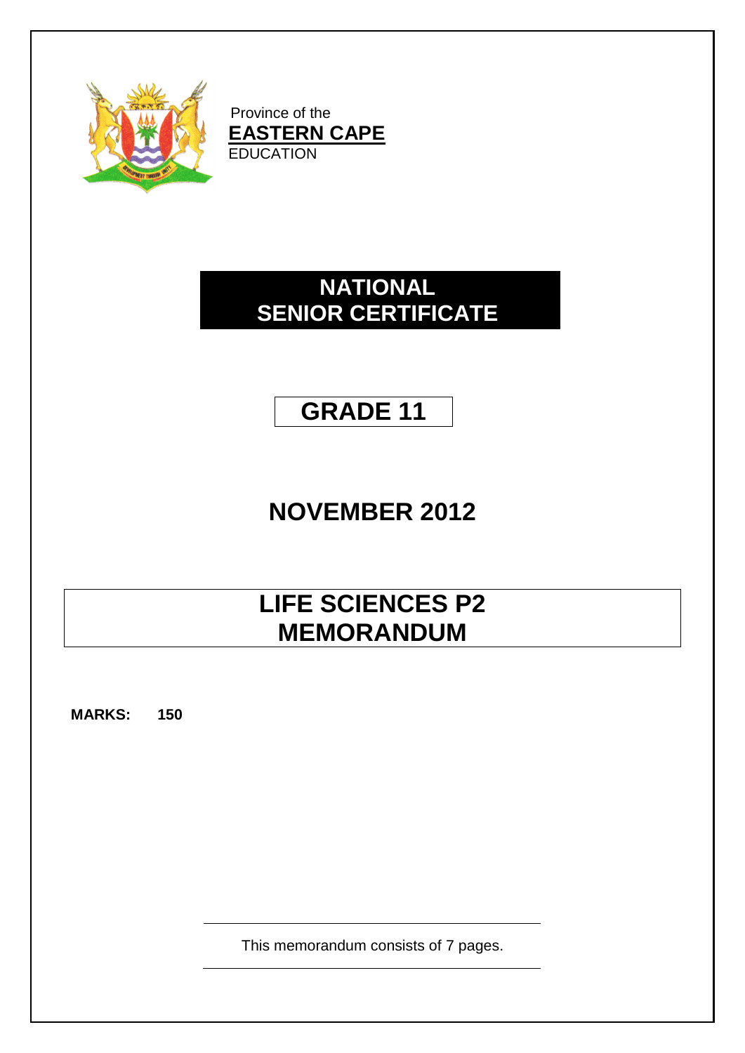Province of the
**EASTERN CAPE**
EDUCATION

# NATIONAL SENIOR CERTIFICATE

## GRADE 11

## NOVEMBER 2012

# LIFE SCIENCES P2 MEMORANDUM

**MARKS: 150**

This memorandum consists of 7 pages.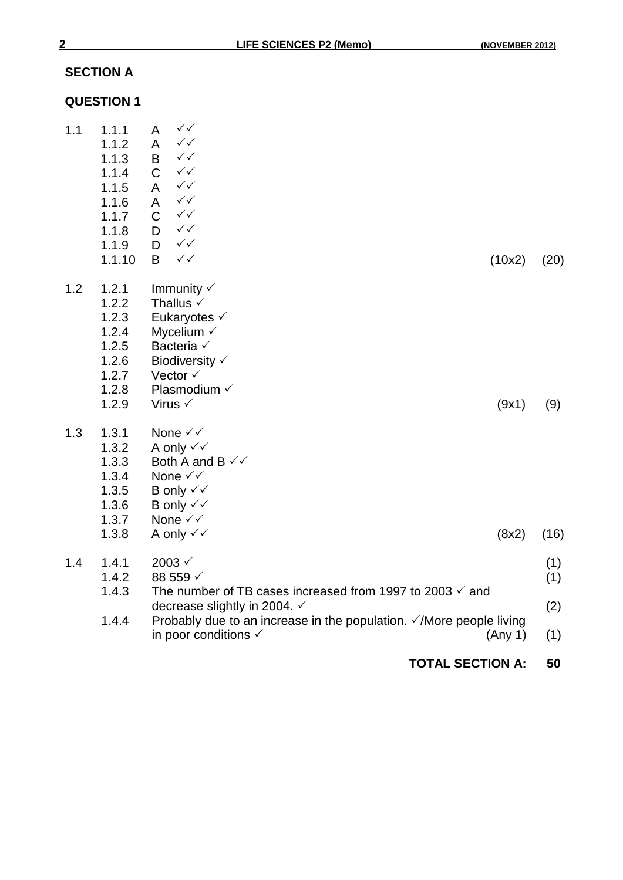## SECTION A

### QUESTION 1

| | | | | |
|---|---|---|---|---|
| 1.1 | 1.1.1 | A ✓✓ | | |
| | 1.1.2 | A ✓✓ | | |
| | 1.1.3 | B ✓✓ | | |
| | 1.1.4 | C ✓✓ | | |
| | 1.1.5 | A ✓✓ | | |
| | 1.1.6 | A ✓✓ | | |
| | 1.1.7 | C ✓✓ | | |
| | 1.1.8 | D ✓✓ | | |
| | 1.1.9 | D ✓✓ | | |
| | 1.1.10 | B ✓✓ | (10x2) | (20) |
| 1.2 | 1.2.1 | Immunity ✓ | | |
| | 1.2.2 | Thallus ✓ | | |
| | 1.2.3 | Eukaryotes ✓ | | |
| | 1.2.4 | Mycelium ✓ | | |
| | 1.2.5 | Bacteria ✓ | | |
| | 1.2.6 | Biodiversity ✓ | | |
| | 1.2.7 | Vector ✓ | | |
| | 1.2.8 | Plasmodium ✓ | | |
| | 1.2.9 | Virus ✓ | (9x1) | (9) |
| 1.3 | 1.3.1 | None ✓✓ | | |
| | 1.3.2 | A only ✓✓ | | |
| | 1.3.3 | Both A and B ✓✓ | | |
| | 1.3.4 | None ✓✓ | | |
| | 1.3.5 | B only ✓✓ | | |
| | 1.3.6 | B only ✓✓ | | |
| | 1.3.7 | None ✓✓ | | |
| | 1.3.8 | A only ✓✓ | (8x2) | (16) |
| 1.4 | 1.4.1 | 2003 ✓ | | (1) |
| | 1.4.2 | 88 559 ✓ | | (1) |
| | 1.4.3 | The number of TB cases increased from 1997 to 2003 ✓ and decrease slightly in 2004. ✓ | | (2) |
| | 1.4.4 | Probably due to an increase in the population. ✓/More people living in poor conditions ✓ | (Any 1) | (1) |

**TOTAL SECTION A: 50**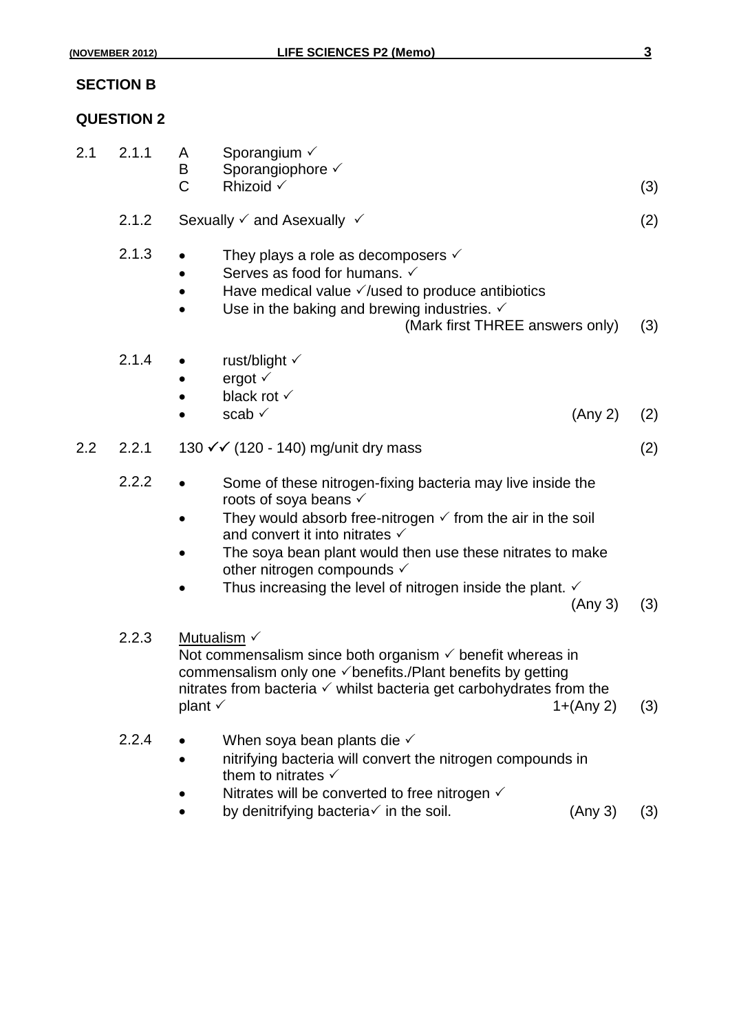## SECTION B

## QUESTION 2

2.1

2.1.1
- A Sporangium ✓
- B Sporangiophore ✓
- C Rhizoid ✓ (3)

2.1.2 Sexually ✓ and Asexually ✓ (2)

2.1.3
- They plays a role as decomposers ✓
- Serves as food for humans. ✓
- Have medical value ✓/used to produce antibiotics
- Use in the baking and brewing industries. ✓

(Mark first THREE answers only) (3)

2.1.4
- rust/blight ✓
- ergot ✓
- black rot ✓
- scab ✓ (Any 2) (2)

2.2

2.2.1 130 ✓✓ (120 - 140) mg/unit dry mass (2)

2.2.2
- Some of these nitrogen-fixing bacteria may live inside the roots of soya beans ✓
- They would absorb free-nitrogen ✓ from the air in the soil and convert it into nitrates ✓
- The soya bean plant would then use these nitrates to make other nitrogen compounds ✓
- Thus increasing the level of nitrogen inside the plant. ✓

(Any 3) (3)

2.2.3 Mutualism ✓
Not commensalism since both organism ✓ benefit whereas in commensalism only one ✓benefits./Plant benefits by getting nitrates from bacteria ✓ whilst bacteria get carbohydrates from the plant ✓ 1+(Any 2) (3)

2.2.4
- When soya bean plants die ✓
- nitrifying bacteria will convert the nitrogen compounds in them to nitrates ✓
- Nitrates will be converted to free nitrogen ✓
- by denitrifying bacteria✓ in the soil. (Any 3) (3)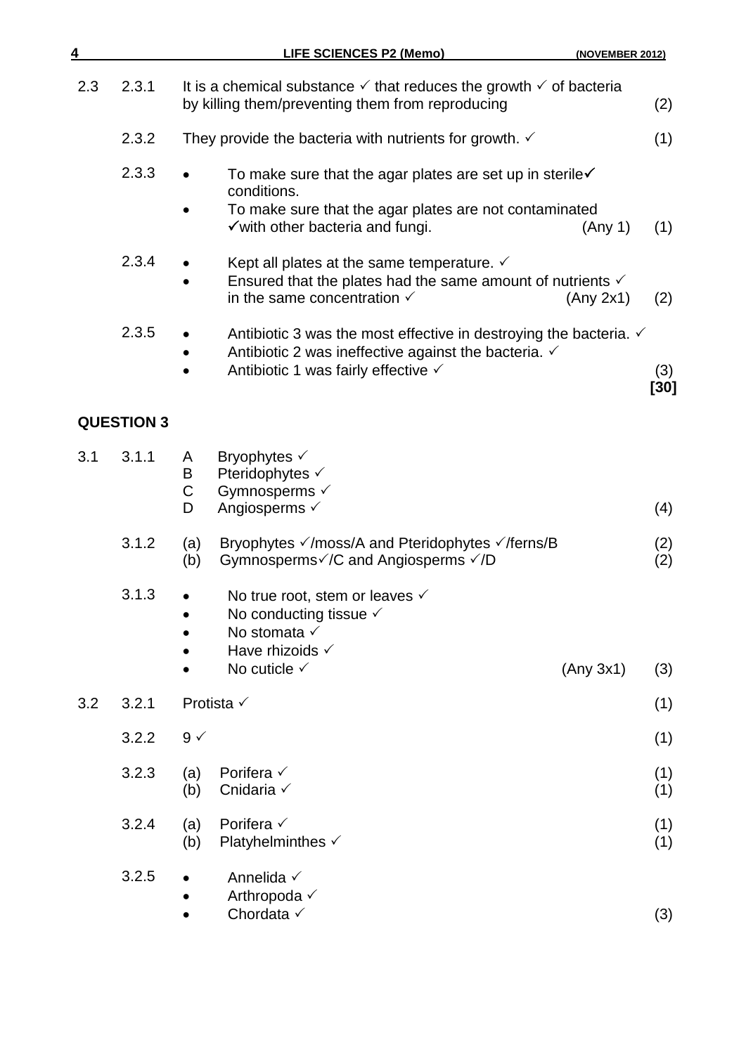| | | | |
|---|---|---|---|
| 2.3 | 2.3.1 | It is a chemical substance ✓ that reduces the growth ✓ of bacteria by killing them/preventing them from reproducing | (2) |
| | 2.3.2 | They provide the bacteria with nutrients for growth. ✓ | (1) |
| | 2.3.3 | • To make sure that the agar plates are set up in sterile✓ conditions.<br>• To make sure that the agar plates are not contaminated ✓with other bacteria and fungi. (Any 1) | (1) |
| | 2.3.4 | • Kept all plates at the same temperature. ✓<br>• Ensured that the plates had the same amount of nutrients ✓ in the same concentration ✓ (Any 2x1) | (2) |
| | 2.3.5 | • Antibiotic 3 was the most effective in destroying the bacteria. ✓<br>• Antibiotic 2 was ineffective against the bacteria. ✓<br>• Antibiotic 1 was fairly effective ✓ | (3)<br>**[30]** |

## QUESTION 3

| | | | |
|---|---|---|---|
| 3.1 | 3.1.1 | A Bryophytes ✓<br>B Pteridophytes ✓<br>C Gymnosperms ✓<br>D Angiosperms ✓ | (4) |
| | 3.1.2 | (a) Bryophytes ✓/moss/A and Pteridophytes ✓/ferns/B<br>(b) Gymnosperms✓/C and Angiosperms ✓/D | (2)<br>(2) |
| | 3.1.3 | • No true root, stem or leaves ✓<br>• No conducting tissue ✓<br>• No stomata ✓<br>• Have rhizoids ✓<br>• No cuticle ✓ (Any 3x1) | (3) |
| 3.2 | 3.2.1 | Protista ✓ | (1) |
| | 3.2.2 | 9 ✓ | (1) |
| | 3.2.3 | (a) Porifera ✓<br>(b) Cnidaria ✓ | (1)<br>(1) |
| | 3.2.4 | (a) Porifera ✓<br>(b) Platyhelminthes ✓ | (1)<br>(1) |
| | 3.2.5 | • Annelida ✓<br>• Arthropoda ✓<br>• Chordata ✓ | (3) |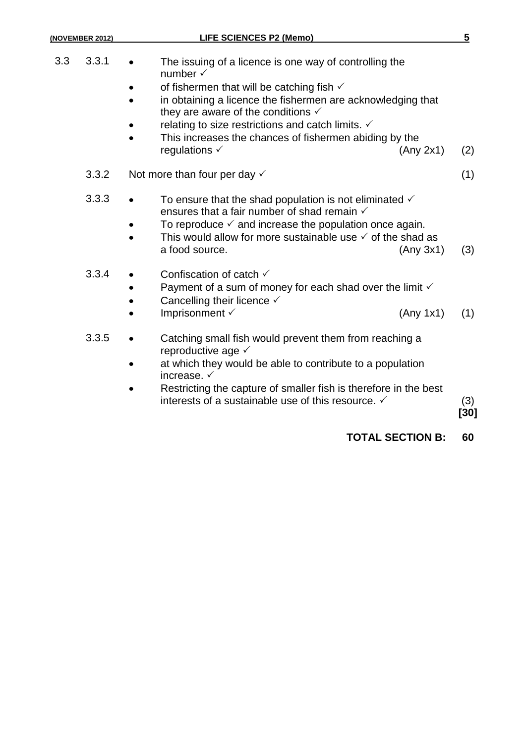3.3 3.3.1
- The issuing of a licence is one way of controlling the number ✓
- of fishermen that will be catching fish ✓
- in obtaining a licence the fishermen are acknowledging that they are aware of the conditions ✓
- relating to size restrictions and catch limits. ✓
- This increases the chances of fishermen abiding by the regulations ✓ (Any 2x1) (2)

3.3.2 Not more than four per day ✓ (1)

3.3.3
- To ensure that the shad population is not eliminated ✓ ensures that a fair number of shad remain ✓
- To reproduce ✓ and increase the population once again.
- This would allow for more sustainable use ✓ of the shad as a food source. (Any 3x1) (3)

3.3.4
- Confiscation of catch ✓
- Payment of a sum of money for each shad over the limit ✓
- Cancelling their licence ✓
- Imprisonment ✓ (Any 1x1) (1)

3.3.5
- Catching small fish would prevent them from reaching a reproductive age ✓
- at which they would be able to contribute to a population increase. ✓
- Restricting the capture of smaller fish is therefore in the best interests of a sustainable use of this resource. ✓ (3)

**[30]**

**TOTAL SECTION B: 60**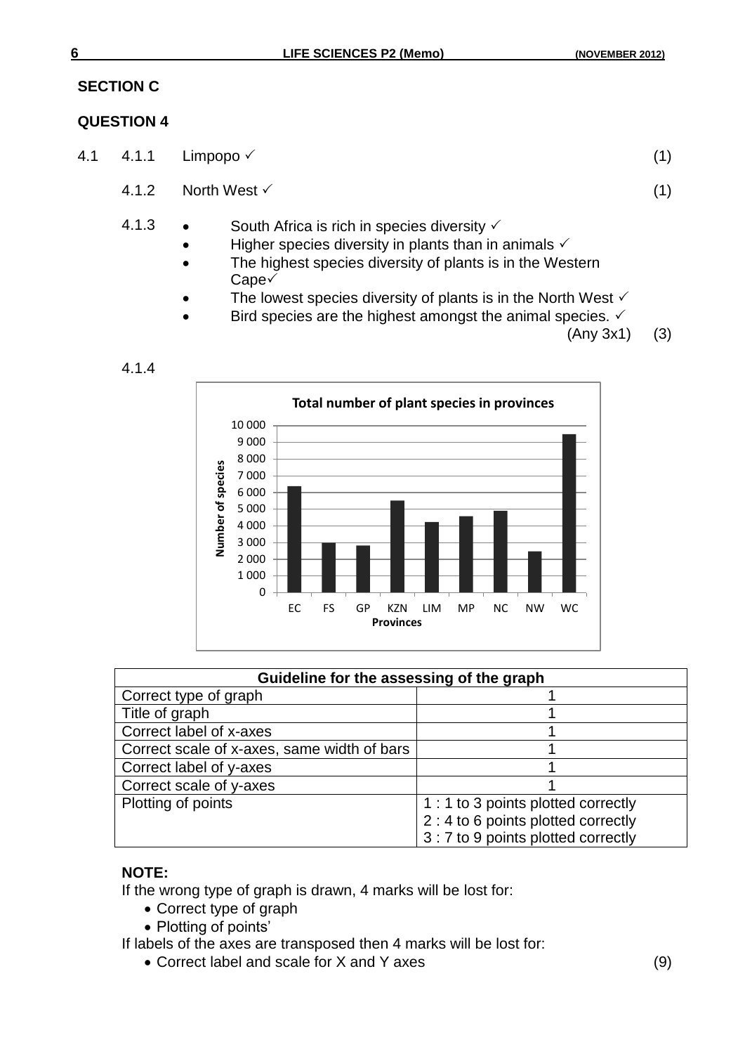## SECTION C

## QUESTION 4

4.1 4.1.1 Limpopo ✓ (1)

4.1.2 North West ✓ (1)

4.1.3
- South Africa is rich in species diversity ✓
- Higher species diversity in plants than in animals ✓
- The highest species diversity of plants is in the Western Cape✓
- The lowest species diversity of plants is in the North West ✓
- Bird species are the highest amongst the animal species. ✓

(Any 3x1) (3)

4.1.4

**Total number of plant species in provinces**

| Guideline for the assessing of the graph | |
|---|---|
| Correct type of graph | 1 |
| Title of graph | 1 |
| Correct label of x-axes | 1 |
| Correct scale of x-axes, same width of bars | 1 |
| Correct label of y-axes | 1 |
| Correct scale of y-axes | 1 |
| Plotting of points | 1 : 1 to 3 points plotted correctly<br>2 : 4 to 6 points plotted correctly<br>3 : 7 to 9 points plotted correctly |

**NOTE:**

If the wrong type of graph is drawn, 4 marks will be lost for:

- Correct type of graph
- Plotting of points'

If labels of the axes are transposed then 4 marks will be lost for:

- Correct label and scale for X and Y axes (9)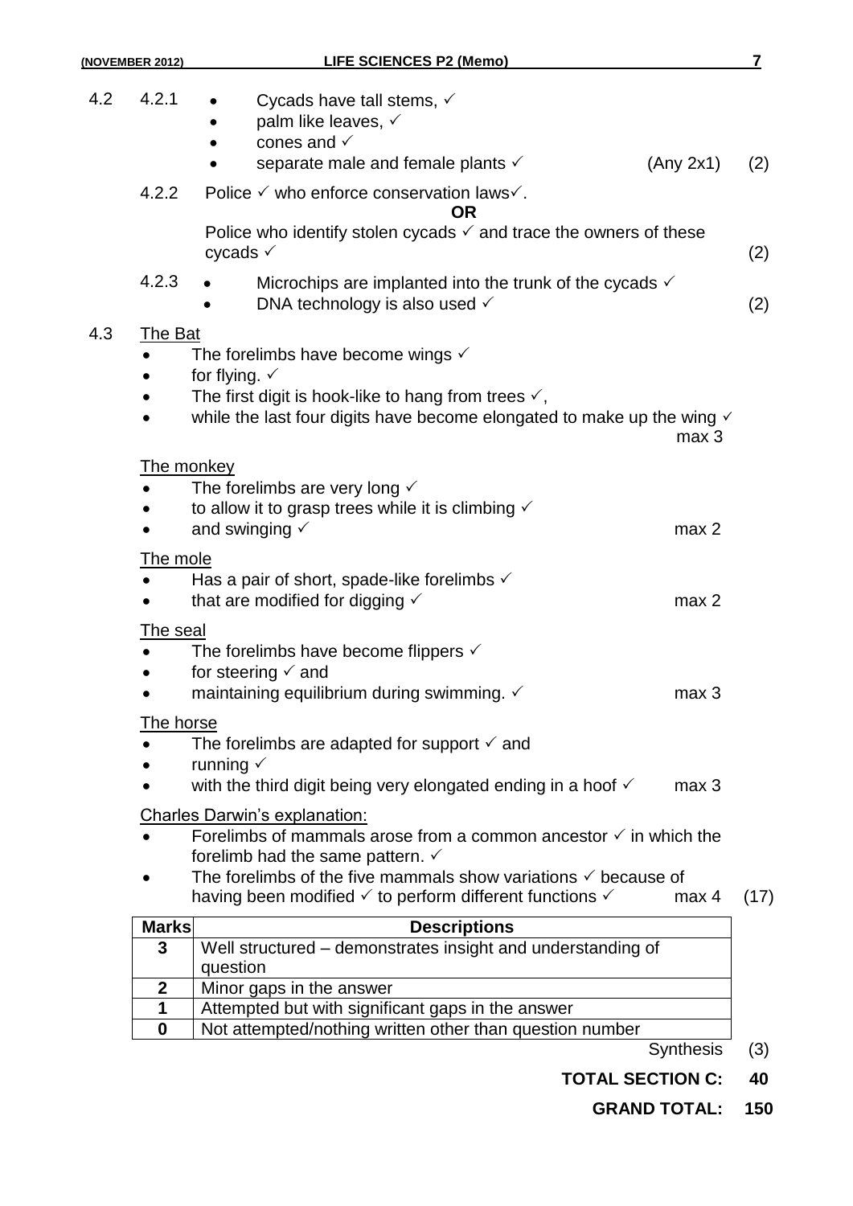4.2 4.2.1

- Cycads have tall stems, ✓
- palm like leaves, ✓
- cones and ✓
- separate male and female plants ✓ (Any 2x1) (2)

4.2.2 Police ✓ who enforce conservation laws✓.

**OR**

Police who identify stolen cycads ✓ and trace the owners of these cycads ✓ (2)

4.2.3

- Microchips are implanted into the trunk of the cycads ✓
- DNA technology is also used ✓ (2)

4.3 The Bat

- The forelimbs have become wings ✓
- for flying. ✓
- The first digit is hook-like to hang from trees ✓,
- while the last four digits have become elongated to make up the wing ✓

max 3

The monkey

- The forelimbs are very long ✓
- to allow it to grasp trees while it is climbing ✓
- and swinging ✓ max 2

The mole

- Has a pair of short, spade-like forelimbs ✓
- that are modified for digging ✓ max 2

The seal

- The forelimbs have become flippers ✓
- for steering ✓ and
- maintaining equilibrium during swimming. ✓ max 3

The horse

- The forelimbs are adapted for support ✓ and
- running ✓
- with the third digit being very elongated ending in a hoof ✓ max 3

Charles Darwin's explanation:

- Forelimbs of mammals arose from a common ancestor ✓ in which the forelimb had the same pattern. ✓
- The forelimbs of the five mammals show variations ✓ because of having been modified ✓ to perform different functions ✓ max 4 (17)

| Marks | Descriptions |
|---|---|
| 3 | Well structured – demonstrates insight and understanding of question |
| 2 | Minor gaps in the answer |
| 1 | Attempted but with significant gaps in the answer |
| 0 | Not attempted/nothing written other than question number |

Synthesis (3)

**TOTAL SECTION C: 40**

**GRAND TOTAL: 150**